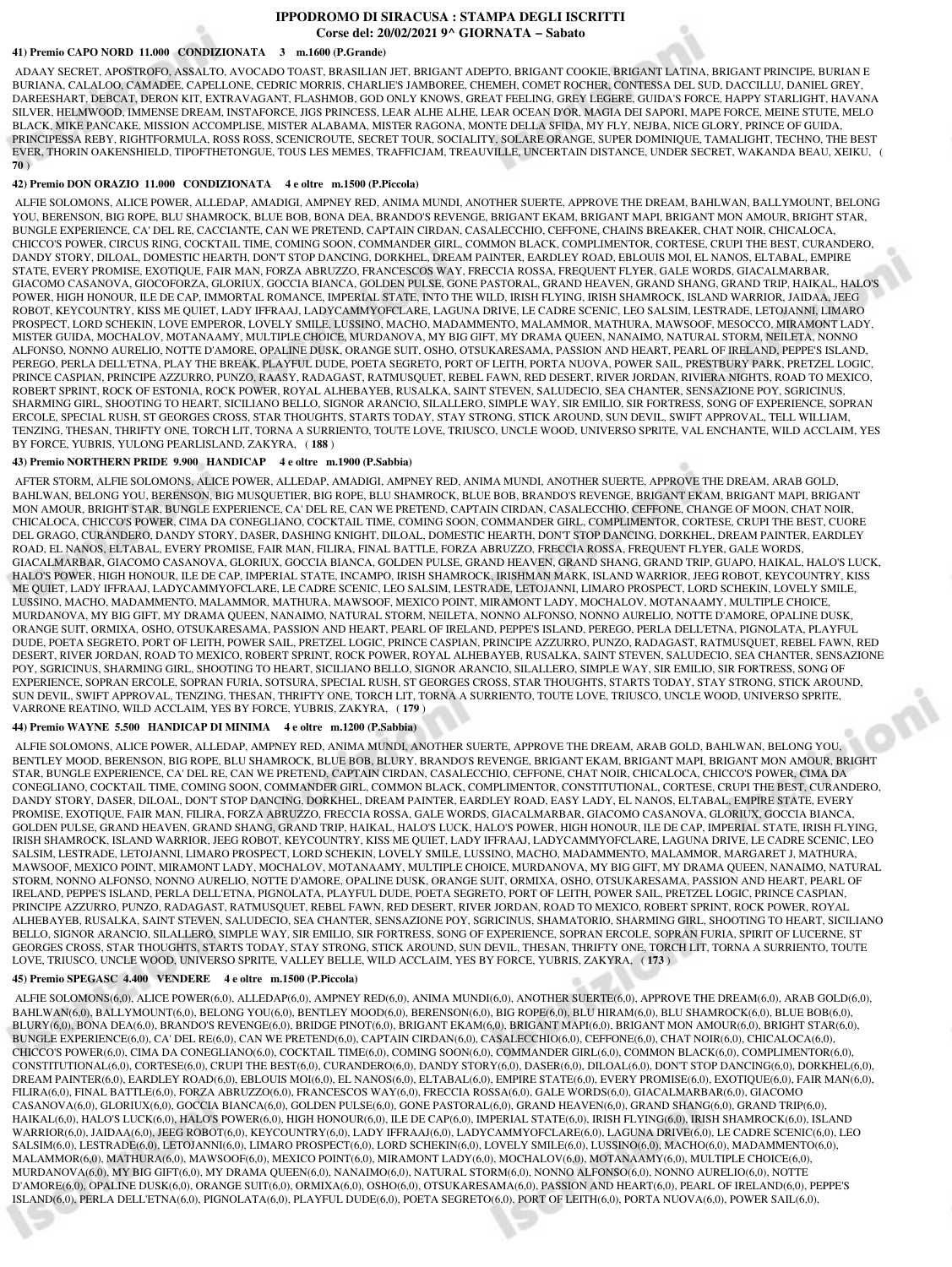# IPPODROMO DI SIRACUSA : STAMPA DEGLI ISCRITTI

## Corse del: 20/02/2021 9^ GIORNATA – Sabato

### 41) Premio CAPO NORD 11.000 CONDIZIONATA 3 m.1600 (P.Grande)

ADAAY SECRET, APOSTROFO, ASSALTO, AVOCADO TOAST, BRASILIAN JET, BRIGANT ADEPTO, BRIGANT COOKIE, BRIGANT LATINA, BRIGANT PRINCIPE, BURIAN E BURIANA, CALALOO, CAMADEE, CAPELLONE, CEDRIC MORRIS, CHARLIE'S JAMBOREE, CHEMEH, COMET ROCHER, CONTESSA DEL SUD, DACCILLU, DANIEL GREY, DAREESHART, DEBCAT, DERON KIT, EXTRAVAGANT, FLASHMOB, GOD ONLY KNOWS, GREAT FEELING, GREY LEGERE, GUIDA'S FORCE, HAPPY STARLIGHT, HAVANA SILVER, HELMWOOD, IMMENSE DREAM, INSTAFORCE, JIGS PRINCESS, LEAR ALHE ALHE, LEAR OCEAN D'OR, MAGIA DEI SAPORI, MAPE FORCE, MEINE STUTE, MELO BLACK, MIKE PANCAKE, MISSION ACCOMPLISE, MISTER ALABAMA, MISTER RAGONA, MONTE DELLA SFIDA, MY FLY, NEJBA, NICE GLORY, PRINCE OF GUIDA, PRINCIPESSA REBY, RIGHTFORMULA, ROSS ROSS, SCENICROUTE, SECRET TOUR, SOCIALITY, SOLARE ORANGE, SUPER DOMINIQUE, TAMALIGHT, TECHNO, THE BEST EVER, THORIN OAKENSHIELD, TIPOFTHETONGUE, TOUS LES MEMES, TRAFFICJAM, TREAUVILLE, UNCERTAIN DISTANCE, UNDER SECRET, WAKANDA BEAU, XEIKU, ( **70** )

### 42) Premio DON ORAZIO 11.000 CONDIZIONATA 4 e oltre m.1500 (P.Piccola)

ALFIE SOLOMONS, ALICE POWER, ALLEDAP, AMADIGI, AMPNEY RED, ANIMA MUNDI, ANOTHER SUERTE, APPROVE THE DREAM, BAHLWAN, BALLYMOUNT, BELONG YOU, BERENSON, BIG ROPE, BLU SHAMROCK, BLUE BOB, BONA DEA, BRANDO'S REVENGE, BRIGANT EKAM, BRIGANT MAPI, BRIGANT MON AMOUR, BRIGHT STAR, BUNGLE EXPERIENCE, CA' DEL RE, CACCIANTE, CAN WE PRETEND, CAPTAIN CIRDAN, CASALECCHIO, CEFFONE, CHAINS BREAKER, CHAT NOIR, CHICALOCA, CHICCO'S POWER, CIRCUS RING, COCKTAIL TIME, COMING SOON, COMMANDER GIRL, COMMON BLACK, COMPLIMENTOR, CORTESE, CRUPI THE BEST, CURANDERO, DANDY STORY, DILOAL, DOMESTIC HEARTH, DON'T STOP DANCING, DORKHEL, DREAM PAINTER, EARDLEY ROAD, EBLOUIS MOI, EL NANOS, ELTABAL, EMPIRE STATE, EVERY PROMISE, EXOTIQUE, FAIR MAN, FORZA ABRUZZO, FRANCESCOS WAY, FRECCIA ROSSA, FREQUENT FLYER, GALE WORDS, GIACALMARBAR, GIACOMO CASANOVA, GIOCOFORZA, GLORIUX, GOCCIA BIANCA, GOLDEN PULSE, GONE PASTORAL, GRAND HEAVEN, GRAND SHANG, GRAND TRIP, HAIKAL, HALO'S POWER, HIGH HONOUR, ILE DE CAP, IMMORTAL ROMANCE, IMPERIAL STATE, INTO THE WILD, IRISH FLYING, IRISH SHAMROCK, ISLAND WARRIOR, JAIDAA, JEEG ROBOT, KEYCOUNTRY, KISS ME QUIET, LADY IFFRAAJ, LADYCAMMYOFCLARE, LAGUNA DRIVE, LE CADRE SCENIC, LEO SALSIM, LESTRADE, LETOJANNI, LIMARO PROSPECT, LORD SCHEKIN, LOVE EMPEROR, LOVELY SMILE, LUSSINO, MACHO, MADAMMENTO, MALAMMOR, MATHURA, MAWSOOF, MESOCCO, MIRAMONT LADY, MISTER GUIDA, MOCHALOV, MOTANAAMY, MULTIPLE CHOICE, MURDANOVA, MY BIG GIFT, MY DRAMA QUEEN, NANAIMO, NATURAL STORM, NEILETA, NONNO ALFONSO, NONNO AURELIO, NOTTE D'AMORE, OPALINE DUSK, ORANGE SUIT, OSHO, OTSUKARESAMA, PASSION AND HEART, PEARL OF IRELAND, PEPPE'S ISLAND, PEREGO, PERLA DELL'ETNA, PLAY THE BREAK, PLAYFUL DUDE, POETA SEGRETO, PORT OF LEITH, PORTA NUOVA, POWER SAIL, PRESTBURY PARK, PRETZEL LOGIC, PRINCE CASPIAN, PRINCIPE AZZURRO, PUNZO, RAASY, RADAGAST, RATMUSQUET, REBEL FAWN, RED DESERT, RIVER JORDAN, RIVIERA NIGHTS, ROAD TO MEXICO, ROBERT SPRINT, ROCK OF ESTONIA, ROCK POWER, ROYAL ALHEBAYEB, RUSALKA, SAINT STEVEN, SALUDECIO, SEA CHANTER, SENSAZIONE POY, SGRICINUS, SHARMING GIRL, SHOOTING TO HEART, SICILIANO BELLO, SIGNOR ARANCIO, SILALLERO, SIMPLE WAY, SIR EMILIO, SIR FORTRESS, SONG OF EXPERIENCE, SOPRAN ERCOLE, SPECIAL RUSH, ST GEORGES CROSS, STAR THOUGHTS, STARTS TODAY, STAY STRONG, STICK AROUND, SUN DEVIL, SWIFT APPROVAL, TELL WILLIAM, TENZING, THESAN, THRIFTY ONE, TORCH LIT, TORNA A SURRIENTO, TOUTE LOVE, TRIUSCO, UNCLE WOOD, UNIVERSO SPRITE, VAL ENCHANTE, WILD ACCLAIM, YES BY FORCE, YUBRIS, YULONG PEARLISLAND, ZAKYRA, ( **188** )

### 43) Premio NORTHERN PRIDE 9.900 HANDICAP 4 e oltre m.1900 (P.Sabbia)

AFTER STORM, ALFIE SOLOMONS, ALICE POWER, ALLEDAP, AMADIGI, AMPNEY RED, ANIMA MUNDI, ANOTHER SUERTE, APPROVE THE DREAM, ARAB GOLD, BAHLWAN, BELONG YOU, BERENSON, BIG MUSQUETIER, BIG ROPE, BLU SHAMROCK, BLUE BOB, BRANDO'S REVENGE, BRIGANT EKAM, BRIGANT MAPI, BRIGANT MON AMOUR, BRIGHT STAR, BUNGLE EXPERIENCE, CA' DEL RE, CAN WE PRETEND, CAPTAIN CIRDAN, CASALECCHIO, CEFFONE, CHANGE OF MOON, CHAT NOIR, CHICALOCA, CHICCO'S POWER, CIMA DA CONEGLIANO, COCKTAIL TIME, COMING SOON, COMMANDER GIRL, COMPLIMENTOR, CORTESE, CRUPI THE BEST, CUORE DEL GRAGO, CURANDERO, DANDY STORY, DASER, DASHING KNIGHT, DILOAL, DOMESTIC HEARTH, DON'T STOP DANCING, DORKHEL, DREAM PAINTER, EARDLEY ROAD, EL NANOS, ELTABAL, EVERY PROMISE, FAIR MAN, FILIRA, FINAL BATTLE, FORZA ABRUZZO, FRECCIA ROSSA, FREQUENT FLYER, GALE WORDS, GIACALMARBAR, GIACOMO CASANOVA, GLORIUX, GOCCIA BIANCA, GOLDEN PULSE, GRAND HEAVEN, GRAND SHANG, GRAND TRIP, GUAPO, HAIKAL, HALO'S LUCK, HALO'S POWER, HIGH HONOUR, ILE DE CAP, IMPERIAL STATE, INCAMPO, IRISH SHAMROCK, IRISHMAN MARK, ISLAND WARRIOR, JEEG ROBOT, KEYCOUNTRY, KISS ME QUIET, LADY IFFRAAJ, LADYCAMMYOFCLARE, LE CADRE SCENIC, LEO SALSIM, LESTRADE, LETOJANNI, LIMARO PROSPECT, LORD SCHEKIN, LOVELY SMILE, LUSSINO, MACHO, MADAMMENTO, MALAMMOR, MATHURA, MAWSOOF, MEXICO POINT, MIRAMONT LADY, MOCHALOV, MOTANAAMY, MULTIPLE CHOICE, MURDANOVA, MY BIG GIFT, MY DRAMA QUEEN, NANAIMO, NATURAL STORM, NEILETA, NONNO ALFONSO, NONNO AURELIO, NOTTE D'AMORE, OPALINE DUSK, ORANGE SUIT, ORMIXA, OSHO, OTSUKARESAMA, PASSION AND HEART, PEARL OF IRELAND, PEPPE'S ISLAND, PEREGO, PERLA DELL'ETNA, PIGNOLATA, PLAYFUL DUDE, POETA SEGRETO, PORT OF LEITH, POWER SAIL, PRETZEL LOGIC, PRINCE CASPIAN, PRINCIPE AZZURRO, PUNZO, RADAGAST, RATMUSQUET, REBEL FAWN, RED DESERT, RIVER JORDAN, ROAD TO MEXICO, ROBERT SPRINT, ROCK POWER, ROYAL ALHEBAYEB, RUSALKA, SAINT STEVEN, SALUDECIO, SEA CHANTER, SENSAZIONE POY, SGRICINUS, SHARMING GIRL, SHOOTING TO HEART, SICILIANO BELLO, SIGNOR ARANCIO, SILALLERO, SIMPLE WAY, SIR EMILIO, SIR FORTRESS, SONG OF EXPERIENCE, SOPRAN ERCOLE, SOPRAN FURIA, SOTSURA, SPECIAL RUSH, ST GEORGES CROSS, STAR THOUGHTS, STARTS TODAY, STAY STRONG, STICK AROUND, SUN DEVIL, SWIFT APPROVAL, TENZING, THESAN, THRIFTY ONE, TORCH LIT, TORNA A SURRIENTO, TOUTE LOVE, TRIUSCO, UNCLE WOOD, UNIVERSO SPRITE, VARRONE REATINO, WILD ACCLAIM, YES BY FORCE, YUBRIS, ZAKYRA, ( **179** )

### 44) Premio WAYNE 5.500 HANDICAP DI MINIMA 4 e oltre m.1200 (P.Sabbia)

ALFIE SOLOMONS, ALICE POWER, ALLEDAP, AMPNEY RED, ANIMA MUNDI, ANOTHER SUERTE, APPROVE THE DREAM, ARAB GOLD, BAHLWAN, BELONG YOU, BENTLEY MOOD, BERENSON, BIG ROPE, BLU SHAMROCK, BLUE BOB, BLURY, BRANDO'S REVENGE, BRIGANT EKAM, BRIGANT MAPI, BRIGANT MON AMOUR, BRIGHT STAR, BUNGLE EXPERIENCE, CA' DEL RE, CAN WE PRETEND, CAPTAIN CIRDAN, CASALECCHIO, CEFFONE, CHAT NOIR, CHICALOCA, CHICCO'S POWER, CIMA DA CONEGLIANO, COCKTAIL TIME, COMING SOON, COMMANDER GIRL, COMMON BLACK, COMPLIMENTOR, CONSTITUTIONAL, CORTESE, CRUPI THE BEST, CURANDERO, DANDY STORY, DASER, DILOAL, DON'T STOP DANCING, DORKHEL, DREAM PAINTER, EARDLEY ROAD, EASY LADY, EL NANOS, ELTABAL, EMPIRE STATE, EVERY PROMISE, EXOTIQUE, FAIR MAN, FILIRA, FORZA ABRUZZO, FRECCIA ROSSA, GALE WORDS, GIACALMARBAR, GIACOMO CASANOVA, GLORIUX, GOCCIA BIANCA, GOLDEN PULSE, GRAND HEAVEN, GRAND SHANG, GRAND TRIP, HAIKAL, HALO'S LUCK, HALO'S POWER, HIGH HONOUR, ILE DE CAP, IMPERIAL STATE, IRISH FLYING, IRISH SHAMROCK, ISLAND WARRIOR, JEEG ROBOT, KEYCOUNTRY, KISS ME QUIET, LADY IFFRAAJ, LADYCAMMYOFCLARE, LAGUNA DRIVE, LE CADRE SCENIC, LEO SALSIM, LESTRADE, LETOJANNI, LIMARO PROSPECT, LORD SCHEKIN, LOVELY SMILE, LUSSINO, MACHO, MADAMMENTO, MALAMMOR, MARGARET J, MATHURA, MAWSOOF, MEXICO POINT, MIRAMONT LADY, MOCHALOV, MOTANAAMY, MULTIPLE CHOICE, MURDANOVA, MY BIG GIFT, MY DRAMA QUEEN, NANAIMO, NATURAL STORM, NONNO ALFONSO, NONNO AURELIO, NOTTE D'AMORE, OPALINE DUSK, ORANGE SUIT, ORMIXA, OSHO, OTSUKARESAMA, PASSION AND HEART, PEARL OF IRELAND, PEPPE'S ISLAND, PERLA DELL'ETNA, PIGNOLATA, PLAYFUL DUDE, POETA SEGRETO, PORT OF LEITH, POWER SAIL, PRETZEL LOGIC, PRINCE CASPIAN, PRINCIPE AZZURRO, PUNZO, RADAGAST, RATMUSQUET, REBEL FAWN, RED DESERT, RIVER JORDAN, ROAD TO MEXICO, ROBERT SPRINT, ROCK POWER, ROYAL ALHEBAYEB, RUSALKA, SAINT STEVEN, SALUDECIO, SEA CHANTER, SENSAZIONE POY, SGRICINUS, SHAMATORIO, SHARMING GIRL, SHOOTING TO HEART, SICILIANO BELLO, SIGNOR ARANCIO, SILALLERO, SIMPLE WAY, SIR EMILIO, SIR FORTRESS, SONG OF EXPERIENCE, SOPRAN ERCOLE, SOPRAN FURIA, SPIRIT OF LUCERNE, ST GEORGES CROSS, STAR THOUGHTS, STARTS TODAY, STAY STRONG, STICK AROUND, SUN DEVIL, THESAN, THRIFTY ONE, TORCH LIT, TORNA A SURRIENTO, TOUTE LOVE, TRIUSCO, UNCLE WOOD, UNIVERSO SPRITE, VALLEY BELLE, WILD ACCLAIM, YES BY FORCE, YUBRIS, ZAKYRA, ( **173** )

### 45) Premio SPEGASC 4.400 VENDERE 4 e oltre m.1500 (P.Piccola)

ALFIE SOLOMONS(6,0), ALICE POWER(6,0), ALLEDAP(6,0), AMPNEY RED(6,0), ANIMA MUNDI(6,0), ANOTHER SUERTE(6,0), APPROVE THE DREAM(6,0), ARAB GOLD(6,0), BAHLWAN(6,0), BALLYMOUNT(6,0), BELONG YOU(6,0), BENTLEY MOOD(6,0), BERENSON(6,0), BIG ROPE(6,0), BLU HIRAM(6,0), BLU SHAMROCK(6,0), BLUE BOB(6,0), BLURY(6,0), BONA DEA(6,0), BRANDO'S REVENGE(6,0), BRIDGE PINOT(6,0), BRIGANT EKAM(6,0), BRIGANT MAPI(6,0), BRIGANT MON AMOUR(6,0), BRIGHT STAR(6,0), BUNGLE EXPERIENCE(6,0), CA' DEL RE(6,0), CAN WE PRETEND(6,0), CAPTAIN CIRDAN(6,0), CASALECCHIO(6,0), CEFFONE(6,0), CHAT NOIR(6,0), CHICALOCA(6,0), CHICCO'S POWER(6,0), CIMA DA CONEGLIANO(6,0), COCKTAIL TIME(6,0), COMING SOON(6,0), COMMANDER GIRL(6,0), COMMON BLACK(6,0), COMPLIMENTOR(6,0), CONSTITUTIONAL(6,0), CORTESE(6,0), CRUPI THE BEST(6,0), CURANDERO(6,0), DANDY STORY(6,0), DASER(6,0), DILOAL(6,0), DON'T STOP DANCING(6,0), DORKHEL(6,0), DREAM PAINTER(6,0), EARDLEY ROAD(6,0), EBLOUIS MOI(6,0), EL NANOS(6,0), ELTABAL(6,0), EMPIRE STATE(6,0), EVERY PROMISE(6,0), EXOTIQUE(6,0), FAIR MAN(6,0), FILIRA(6,0), FINAL BATTLE(6,0), FORZA ABRUZZO(6,0), FRANCESCOS WAY(6,0), FRECCIA ROSSA(6,0), GALE WORDS(6,0), GIACALMARBAR(6,0), GIACOMO CASANOVA(6,0), GLORIUX(6,0), GOCCIA BIANCA(6,0), GOLDEN PULSE(6,0), GONE PASTORAL(6,0), GRAND HEAVEN(6,0), GRAND SHANG(6,0), GRAND TRIP(6,0), HAIKAL(6,0), HALO'S LUCK(6,0), HALO'S POWER(6,0), HIGH HONOUR(6,0), ILE DE CAP(6,0), IMPERIAL STATE(6,0), IRISH FLYING(6,0), IRISH SHAMROCK(6,0), ISLAND WARRIOR(6,0), JAIDAA(6,0), JEEG ROBOT(6,0), KEYCOUNTRY(6,0), LADY IFFRAAJ(6,0), LADYCAMMYOFCLARE(6,0), LAGUNA DRIVE(6,0), LE CADRE SCENIC(6,0), LEO SALSIM(6,0), LESTRADE(6,0), LETOJANNI(6,0), LIMARO PROSPECT(6,0), LORD SCHEKIN(6,0), LOVELY SMILE(6,0), LUSSINO(6,0), MACHO(6,0), MADAMMENTO(6,0), MALAMMOR(6,0), MATHURA(6,0), MAWSOOF(6,0), MEXICO POINT(6,0), MIRAMONT LADY(6,0), MOCHALOV(6,0), MOTANAAMY(6,0), MULTIPLE CHOICE(6,0), MURDANOVA(6,0), MY BIG GIFT(6,0), MY DRAMA QUEEN(6,0), NANAIMO(6,0), NATURAL STORM(6,0), NONNO ALFONSO(6,0), NONNO AURELIO(6,0), NOTTE D'AMORE(6,0), OPALINE DUSK(6,0), ORANGE SUIT(6,0), ORMIXA(6,0), OSHO(6,0), OTSUKARESAMA(6,0), PASSION AND HEART(6,0), PEARL OF IRELAND(6,0), PEPPE'S ISLAND(6,0), PERLA DELL'ETNA(6,0), PIGNOLATA(6,0), PLAYFUL DUDE(6,0), POETA SEGRETO(6,0), PORT OF LEITH(6,0), PORTA NUOVA(6,0), POWER SAIL(6,0),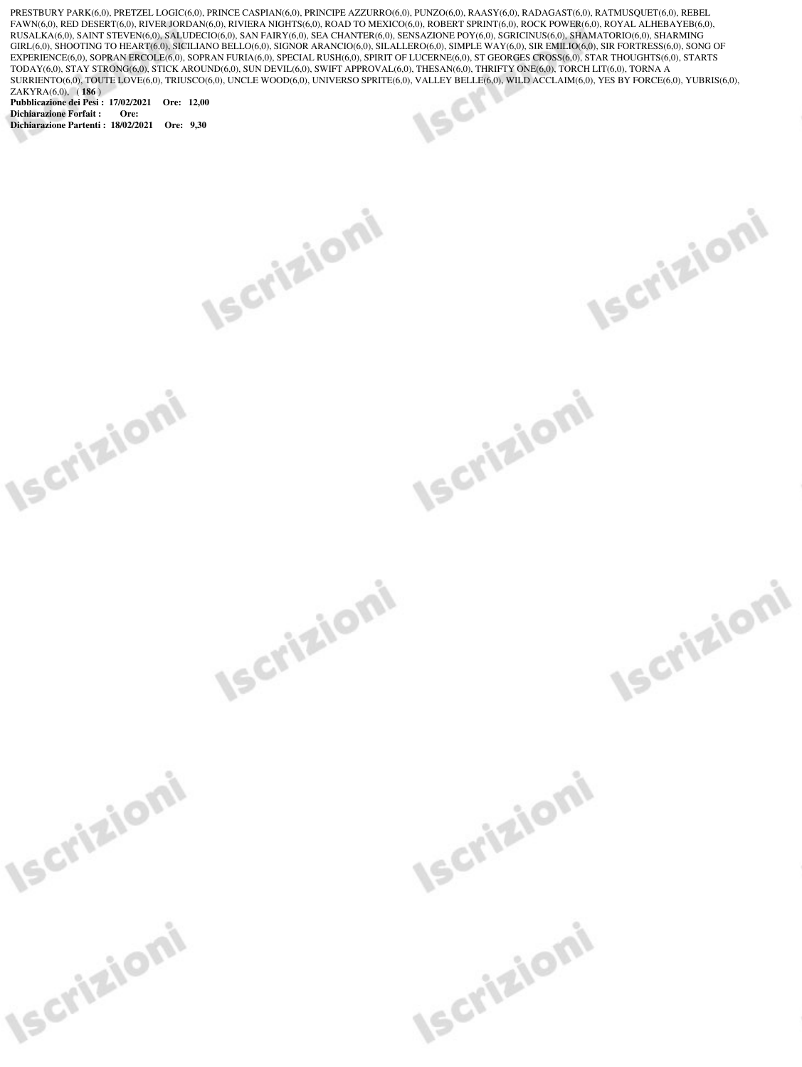PRESTBURY PARK(6,0), PRETZEL LOGIC(6,0), PRINCE CASPIAN(6,0), PRINCIPE AZZURRO(6,0), PUNZO(6,0), RAASY(6,0), RADAGAST(6,0), RATMUSQUET(6,0), REBEL FAWN(6,0), RED DESERT(6,0), RIVER JORDAN(6,0), RIVIERA NIGHTS(6,0), ROAD TO MEXICO(6,0), ROBERT SPRINT(6,0), ROCK POWER(6,0), ROYAL ALHEBAYEB(6,0), RUSALKA(6,0), SAINT STEVEN(6,0), SALUDECIO(6,0), SAN FAIRY(6,0), SEA CHANTER(6,0), SENSAZIONE POY(6,0), SGRICINUS(6,0), SHAMATORIO(6,0), SHARMING GIRL(6,0), SHOOTING TO HEART(6,0), SICILIANO BELLO(6,0), SIGNOR ARANCIO(6,0), SILALLERO(6,0), SIMPLE WAY(6,0), SIR EMILIO(6,0), SIR FORTRESS(6,0), SONG OF EXPERIENCE(6,0), SOPRAN ERCOLE(6,0), SOPRAN FURIA(6,0), SPECIAL RUSH(6,0), SPIRIT OF LUCERNE(6,0), ST GEORGES CROSS(6,0), STAR THOUGHTS(6,0), STARTS TODAY(6,0), STAY STRONG(6,0), STICK AROUND(6,0), SUN DEVIL(6,0), SWIFT APPROVAL(6,0), THESAN(6,0), THRIFTY ONE(6,0), TORCH LIT(6,0), TORNA A SURRIENTO(6,0), TOUTE LOVE(6,0), TRIUSCO(6,0), UNCLE WOOD(6,0), UNIVERSO SPRITE(6,0), VALLEY BELLE(6,0), WILD ACCLAIM(6,0), YES BY FORCE(6,0), YUBRIS(6,0), ZAKYRA(6,0), ( **186** )

**Pubblicazione dei Pesi : 17/02/2021 Ore: 12,00**
**Dichiarazione Forfait : Ore:**
**Dichiarazione Partenti : 18/02/2021 Ore: 9,30**